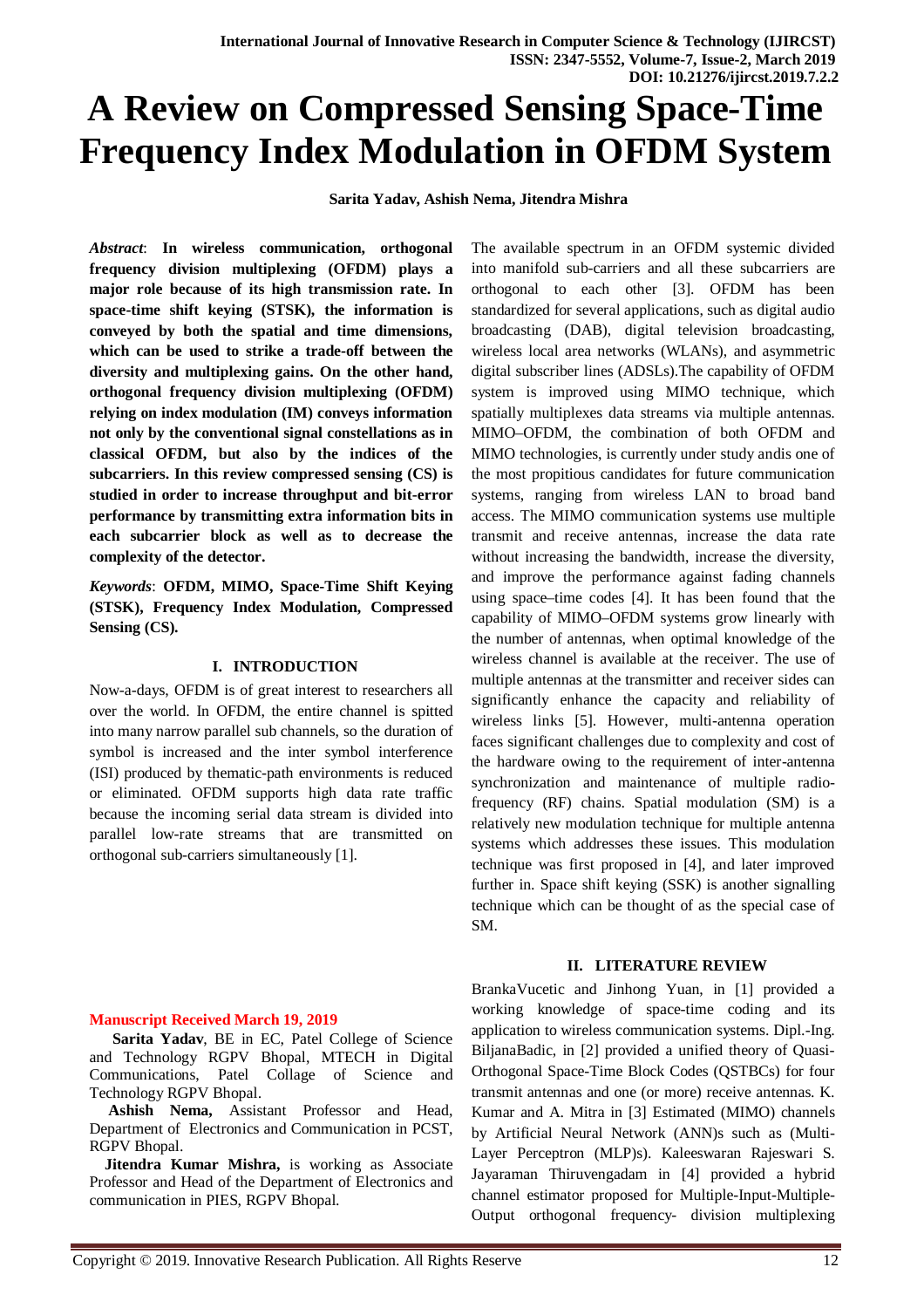# A Review on Compressed Sensing Space-Time Frequency Index Modulation in OFDM System

**Sarita Yadav, Ashish Nema, Jitendra Mishra**

***Abstract*: In wireless communication, orthogonal frequency division multiplexing (OFDM) plays a major role because of its high transmission rate. In space-time shift keying (STSK), the information is conveyed by both the spatial and time dimensions, which can be used to strike a trade-off between the diversity and multiplexing gains. On the other hand, orthogonal frequency division multiplexing (OFDM) relying on index modulation (IM) conveys information not only by the conventional signal constellations as in classical OFDM, but also by the indices of the subcarriers. In this review compressed sensing (CS) is studied in order to increase throughput and bit-error performance by transmitting extra information bits in each subcarrier block as well as to decrease the complexity of the detector.**

***Keywords*: OFDM, MIMO, Space-Time Shift Keying (STSK), Frequency Index Modulation, Compressed Sensing (CS).**

## I. INTRODUCTION

Now-a-days, OFDM is of great interest to researchers all over the world. In OFDM, the entire channel is spitted into many narrow parallel sub channels, so the duration of symbol is increased and the inter symbol interference (ISI) produced by thematic-path environments is reduced or eliminated. OFDM supports high data rate traffic because the incoming serial data stream is divided into parallel low-rate streams that are transmitted on orthogonal sub-carriers simultaneously [1].

The available spectrum in an OFDM systemic divided into manifold sub-carriers and all these subcarriers are orthogonal to each other [3]. OFDM has been standardized for several applications, such as digital audio broadcasting (DAB), digital television broadcasting, wireless local area networks (WLANs), and asymmetric digital subscriber lines (ADSLs).The capability of OFDM system is improved using MIMO technique, which spatially multiplexes data streams via multiple antennas. MIMO–OFDM, the combination of both OFDM and MIMO technologies, is currently under study andis one of the most propitious candidates for future communication systems, ranging from wireless LAN to broad band access. The MIMO communication systems use multiple transmit and receive antennas, increase the data rate without increasing the bandwidth, increase the diversity, and improve the performance against fading channels using space–time codes [4]. It has been found that the capability of MIMO–OFDM systems grow linearly with the number of antennas, when optimal knowledge of the wireless channel is available at the receiver. The use of multiple antennas at the transmitter and receiver sides can significantly enhance the capacity and reliability of wireless links [5]. However, multi-antenna operation faces significant challenges due to complexity and cost of the hardware owing to the requirement of inter-antenna synchronization and maintenance of multiple radio-frequency (RF) chains. Spatial modulation (SM) is a relatively new modulation technique for multiple antenna systems which addresses these issues. This modulation technique was first proposed in [4], and later improved further in. Space shift keying (SSK) is another signalling technique which can be thought of as the special case of SM.

## II. LITERATURE REVIEW

BrankaVucetic and Jinhong Yuan, in [1] provided a working knowledge of space-time coding and its application to wireless communication systems. Dipl.-Ing. BiljanaBadic, in [2] provided a unified theory of Quasi-Orthogonal Space-Time Block Codes (QSTBCs) for four transmit antennas and one (or more) receive antennas. K. Kumar and A. Mitra in [3] Estimated (MIMO) channels by Artificial Neural Network (ANN)s such as (Multi-Layer Perceptron (MLP)s). Kaleeswaran Rajeswari S. Jayaraman Thiruvengadam in [4] provided a hybrid channel estimator proposed for Multiple-Input-Multiple-Output orthogonal frequency- division multiplexing

**Manuscript Received March 19, 2019**

**Sarita Yadav**, BE in EC, Patel College of Science and Technology RGPV Bhopal, MTECH in Digital Communications, Patel Collage of Science and Technology RGPV Bhopal.

**Ashish Nema,** Assistant Professor and Head, Department of Electronics and Communication in PCST, RGPV Bhopal.

**Jitendra Kumar Mishra,** is working as Associate Professor and Head of the Department of Electronics and communication in PIES, RGPV Bhopal.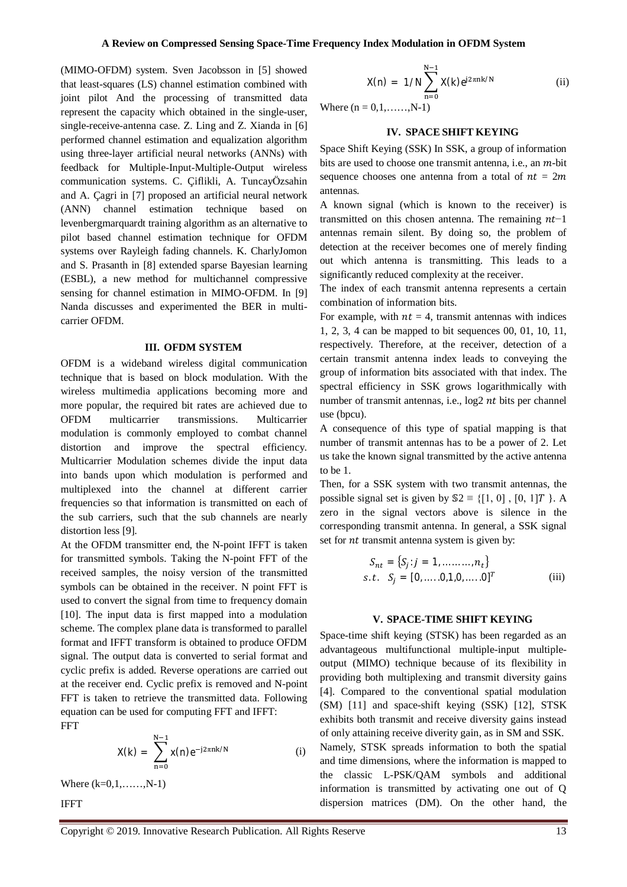(MIMO-OFDM) system. Sven Jacobsson in [5] showed that least-squares (LS) channel estimation combined with joint pilot And the processing of transmitted data represent the capacity which obtained in the single-user, single-receive-antenna case. Z. Ling and Z. Xianda in [6] performed channel estimation and equalization algorithm using three-layer artificial neural networks (ANNs) with feedback for Multiple-Input-Multiple-Output wireless communication systems. C. Çiflikli, A. TuncayÖzsahin and A. Çagri in [7] proposed an artificial neural network (ANN) channel estimation technique based on levenbergmarquardt training algorithm as an alternative to pilot based channel estimation technique for OFDM systems over Rayleigh fading channels. K. CharlyJomon and S. Prasanth in [8] extended sparse Bayesian learning (ESBL), a new method for multichannel compressive sensing for channel estimation in MIMO-OFDM. In [9] Nanda discusses and experimented the BER in multi-carrier OFDM.

## III. OFDM SYSTEM

OFDM is a wideband wireless digital communication technique that is based on block modulation. With the wireless multimedia applications becoming more and more popular, the required bit rates are achieved due to OFDM multicarrier transmissions. Multicarrier modulation is commonly employed to combat channel distortion and improve the spectral efficiency. Multicarrier Modulation schemes divide the input data into bands upon which modulation is performed and multiplexed into the channel at different carrier frequencies so that information is transmitted on each of the sub carriers, such that the sub channels are nearly distortion less [9].

At the OFDM transmitter end, the N-point IFFT is taken for transmitted symbols. Taking the N-point FFT of the received samples, the noisy version of the transmitted symbols can be obtained in the receiver. N point FFT is used to convert the signal from time to frequency domain [10]. The input data is first mapped into a modulation scheme. The complex plane data is transformed to parallel format and IFFT transform is obtained to produce OFDM signal. The output data is converted to serial format and cyclic prefix is added. Reverse operations are carried out at the receiver end. Cyclic prefix is removed and N-point FFT is taken to retrieve the transmitted data. Following equation can be used for computing FFT and IFFT:

FFT

$$X(k) = \sum_{n=0}^{N-1} x(n) e^{-j2\pi nk/N} \tag{i}$$

Where (k=0,1,……,N-1)

IFFT

$$X(n) = 1/N \sum_{n=0}^{N-1} X(k) e^{j2\pi nk/N} \tag{ii}$$

Where (n = 0,1,……,N-1)

## IV. SPACE SHIFT KEYING

Space Shift Keying (SSK) In SSK, a group of information bits are used to choose one transmit antenna, i.e., an $m$-bit sequence chooses one antenna from a total of $nt = 2m$ antennas.

A known signal (which is known to the receiver) is transmitted on this chosen antenna. The remaining $nt-1$ antennas remain silent. By doing so, the problem of detection at the receiver becomes one of merely finding out which antenna is transmitting. This leads to a significantly reduced complexity at the receiver.

The index of each transmit antenna represents a certain combination of information bits.

For example, with $nt = 4$, transmit antennas with indices 1, 2, 3, 4 can be mapped to bit sequences 00, 01, 10, 11, respectively. Therefore, at the receiver, detection of a certain transmit antenna index leads to conveying the group of information bits associated with that index. The spectral efficiency in SSK grows logarithmically with number of transmit antennas, i.e., log2 $nt$ bits per channel use (bpcu).

A consequence of this type of spatial mapping is that number of transmit antennas has to be a power of 2. Let us take the known signal transmitted by the active antenna to be 1.

Then, for a SSK system with two transmit antennas, the possible signal set is given by $\mathbb{S}2 \equiv \{[1, 0]$ , $[0, 1]T$ }. A zero in the signal vectors above is silence in the corresponding transmit antenna. In general, a SSK signal set for $nt$ transmit antenna system is given by:

$$S_{nt} = \{S_j : j = 1, \ldots\ldots\ldots, n_t\}$$
$$s.t. \quad S_j = [0, \ldots.0,1,0, \ldots.0]^T \tag{iii}$$

## V. SPACE-TIME SHIFT KEYING

Space-time shift keying (STSK) has been regarded as an advantageous multifunctional multiple-input multiple-output (MIMO) technique because of its flexibility in providing both multiplexing and transmit diversity gains [4]. Compared to the conventional spatial modulation (SM) [11] and space-shift keying (SSK) [12], STSK exhibits both transmit and receive diversity gains instead of only attaining receive diversity gain, as in SM and SSK. Namely, STSK spreads information to both the spatial and time dimensions, where the information is mapped to the classic L-PSK/QAM symbols and additional information is transmitted by activating one out of Q dispersion matrices (DM). On the other hand, the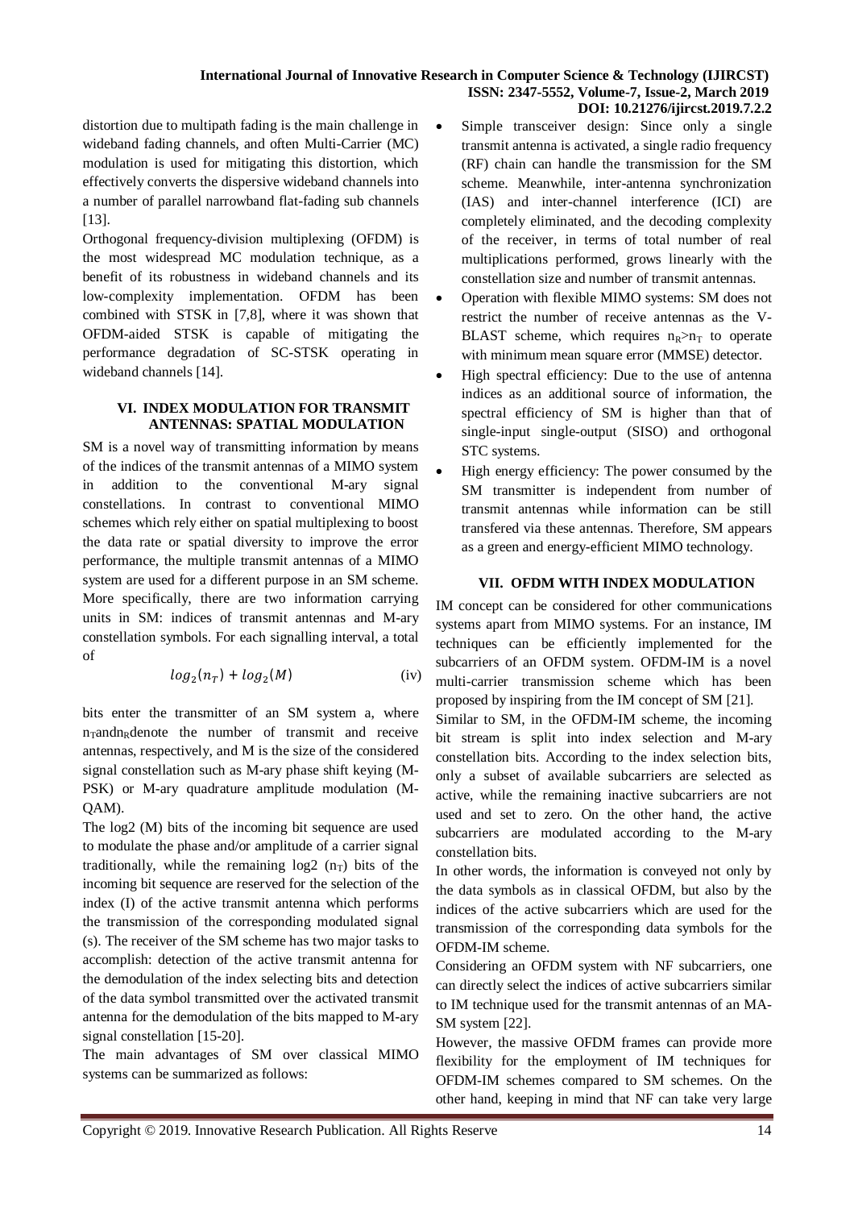distortion due to multipath fading is the main challenge in wideband fading channels, and often Multi-Carrier (MC) modulation is used for mitigating this distortion, which effectively converts the dispersive wideband channels into a number of parallel narrowband flat-fading sub channels [13].

Orthogonal frequency-division multiplexing (OFDM) is the most widespread MC modulation technique, as a benefit of its robustness in wideband channels and its low-complexity implementation. OFDM has been combined with STSK in [7,8], where it was shown that OFDM-aided STSK is capable of mitigating the performance degradation of SC-STSK operating in wideband channels [14].

## VI. INDEX MODULATION FOR TRANSMIT ANTENNAS: SPATIAL MODULATION

SM is a novel way of transmitting information by means of the indices of the transmit antennas of a MIMO system in addition to the conventional M-ary signal constellations. In contrast to conventional MIMO schemes which rely either on spatial multiplexing to boost the data rate or spatial diversity to improve the error performance, the multiple transmit antennas of a MIMO system are used for a different purpose in an SM scheme. More specifically, there are two information carrying units in SM: indices of transmit antennas and M-ary constellation symbols. For each signalling interval, a total of

$$log_2(n_T) + log_2(M) \tag{iv}$$

bits enter the transmitter of an SM system a, where $n_T$ and $n_R$ denote the number of transmit and receive antennas, respectively, and M is the size of the considered signal constellation such as M-ary phase shift keying (M-PSK) or M-ary quadrature amplitude modulation (M-QAM).

The log2 (M) bits of the incoming bit sequence are used to modulate the phase and/or amplitude of a carrier signal traditionally, while the remaining log2 ($n_T$) bits of the incoming bit sequence are reserved for the selection of the index (I) of the active transmit antenna which performs the transmission of the corresponding modulated signal (s). The receiver of the SM scheme has two major tasks to accomplish: detection of the active transmit antenna for the demodulation of the index selecting bits and detection of the data symbol transmitted over the activated transmit antenna for the demodulation of the bits mapped to M-ary signal constellation [15-20].

The main advantages of SM over classical MIMO systems can be summarized as follows:

- Simple transceiver design: Since only a single transmit antenna is activated, a single radio frequency (RF) chain can handle the transmission for the SM scheme. Meanwhile, inter-antenna synchronization (IAS) and inter-channel interference (ICI) are completely eliminated, and the decoding complexity of the receiver, in terms of total number of real multiplications performed, grows linearly with the constellation size and number of transmit antennas.
- Operation with flexible MIMO systems: SM does not restrict the number of receive antennas as the V-BLAST scheme, which requires $n_R > n_T$ to operate with minimum mean square error (MMSE) detector.
- High spectral efficiency: Due to the use of antenna indices as an additional source of information, the spectral efficiency of SM is higher than that of single-input single-output (SISO) and orthogonal STC systems.
- High energy efficiency: The power consumed by the SM transmitter is independent from number of transmit antennas while information can be still transfered via these antennas. Therefore, SM appears as a green and energy-efficient MIMO technology.

## VII. OFDM WITH INDEX MODULATION

IM concept can be considered for other communications systems apart from MIMO systems. For an instance, IM techniques can be efficiently implemented for the subcarriers of an OFDM system. OFDM-IM is a novel multi-carrier transmission scheme which has been proposed by inspiring from the IM concept of SM [21].

Similar to SM, in the OFDM-IM scheme, the incoming bit stream is split into index selection and M-ary constellation bits. According to the index selection bits, only a subset of available subcarriers are selected as active, while the remaining inactive subcarriers are not used and set to zero. On the other hand, the active subcarriers are modulated according to the M-ary constellation bits.

In other words, the information is conveyed not only by the data symbols as in classical OFDM, but also by the indices of the active subcarriers which are used for the transmission of the corresponding data symbols for the OFDM-IM scheme.

Considering an OFDM system with NF subcarriers, one can directly select the indices of active subcarriers similar to IM technique used for the transmit antennas of an MA-SM system [22].

However, the massive OFDM frames can provide more flexibility for the employment of IM techniques for OFDM-IM schemes compared to SM schemes. On the other hand, keeping in mind that NF can take very large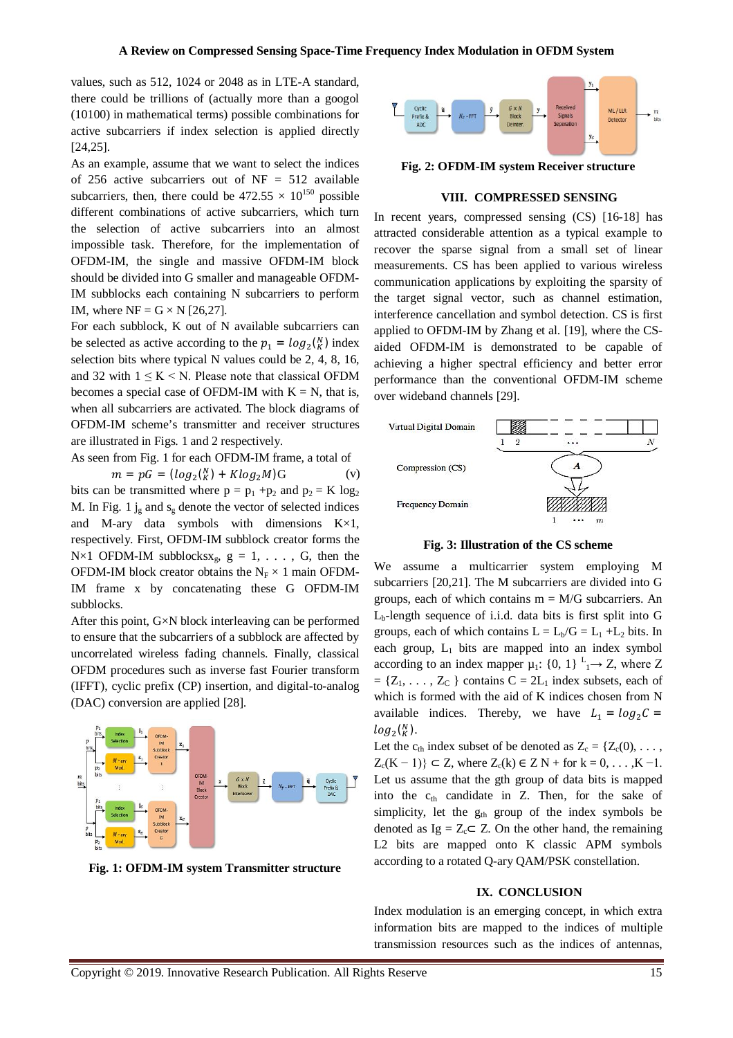values, such as 512, 1024 or 2048 as in LTE-A standard, there could be trillions of (actually more than a googol (10100) in mathematical terms) possible combinations for active subcarriers if index selection is applied directly [24,25].

As an example, assume that we want to select the indices of 256 active subcarriers out of NF = 512 available subcarriers, then, there could be $472.55 \times 10^{150}$ possible different combinations of active subcarriers, which turn the selection of active subcarriers into an almost impossible task. Therefore, for the implementation of OFDM-IM, the single and massive OFDM-IM block should be divided into G smaller and manageable OFDM-IM subblocks each containing N subcarriers to perform IM, where NF = G × N [26,27].

For each subblock, K out of N available subcarriers can be selected as active according to the $p_1 = log_2\binom{N}{K}$ index selection bits where typical N values could be 2, 4, 8, 16, and 32 with $1 \leq K < N$. Please note that classical OFDM becomes a special case of OFDM-IM with K = N, that is, when all subcarriers are activated. The block diagrams of OFDM-IM scheme's transmitter and receiver structures are illustrated in Figs. 1 and 2 respectively.

As seen from Fig. 1 for each OFDM-IM frame, a total of

$$m = pG = (log_2\binom{N}{K} + Klog_2M)\text{G} \quad \text{(v)}$$

bits can be transmitted where $p = p_1 + p_2$ and $p_2 = K \log_2 M$. In Fig. 1 $j_g$ and $s_g$ denote the vector of selected indices and M-ary data symbols with dimensions K×1, respectively. First, OFDM-IM subblock creator forms the N×1 OFDM-IM subblocks$x_g$, g = 1, . . . , G, then the OFDM-IM block creator obtains the $N_F \times 1$ main OFDM-IM frame x by concatenating these G OFDM-IM subblocks.

After this point, G×N block interleaving can be performed to ensure that the subcarriers of a subblock are affected by uncorrelated wireless fading channels. Finally, classical OFDM procedures such as inverse fast Fourier transform (IFFT), cyclic prefix (CP) insertion, and digital-to-analog (DAC) conversion are applied [28].

**Fig. 1: OFDM-IM system Transmitter structure**

**Fig. 2: OFDM-IM system Receiver structure**

## VIII. COMPRESSED SENSING

In recent years, compressed sensing (CS) [16-18] has attracted considerable attention as a typical example to recover the sparse signal from a small set of linear measurements. CS has been applied to various wireless communication applications by exploiting the sparsity of the target signal vector, such as channel estimation, interference cancellation and symbol detection. CS is first applied to OFDM-IM by Zhang et al. [19], where the CS-aided OFDM-IM is demonstrated to be capable of achieving a higher spectral efficiency and better error performance than the conventional OFDM-IM scheme over wideband channels [29].

**Fig. 3: Illustration of the CS scheme**

We assume a multicarrier system employing M subcarriers [20,21]. The M subcarriers are divided into G groups, each of which contains m = M/G subcarriers. An $L_b$-length sequence of i.i.d. data bits is first split into G groups, each of which contains $L = L_b/G = L_1 + L_2$ bits. In each group, $L_1$ bits are mapped into an index symbol according to an index mapper $\mu_1$: $\{0, 1\}^{L_1} \rightarrow Z$, where $Z = \{Z_1, \ldots, Z_C\}$ contains $C = 2L_1$ index subsets, each of which is formed with the aid of K indices chosen from N available indices. Thereby, we have $L_1 = log_2C = log_2\binom{N}{K}$.

Let the $c_{th}$ index subset of be denoted as $Z_c = \{Z_c(0), \ldots, Z_c(K-1)\} \subset Z$, where $Z_c(k) \in Z$ N + for k = 0, . . . ,K −1. Let us assume that the gth group of data bits is mapped into the $c_{th}$ candidate in Z. Then, for the sake of simplicity, let the $g_{th}$ group of the index symbols be denoted as $I_g = Z_c \subset Z$. On the other hand, the remaining L2 bits are mapped onto K classic APM symbols according to a rotated Q-ary QAM/PSK constellation.

## IX. CONCLUSION

Index modulation is an emerging concept, in which extra information bits are mapped to the indices of multiple transmission resources such as the indices of antennas,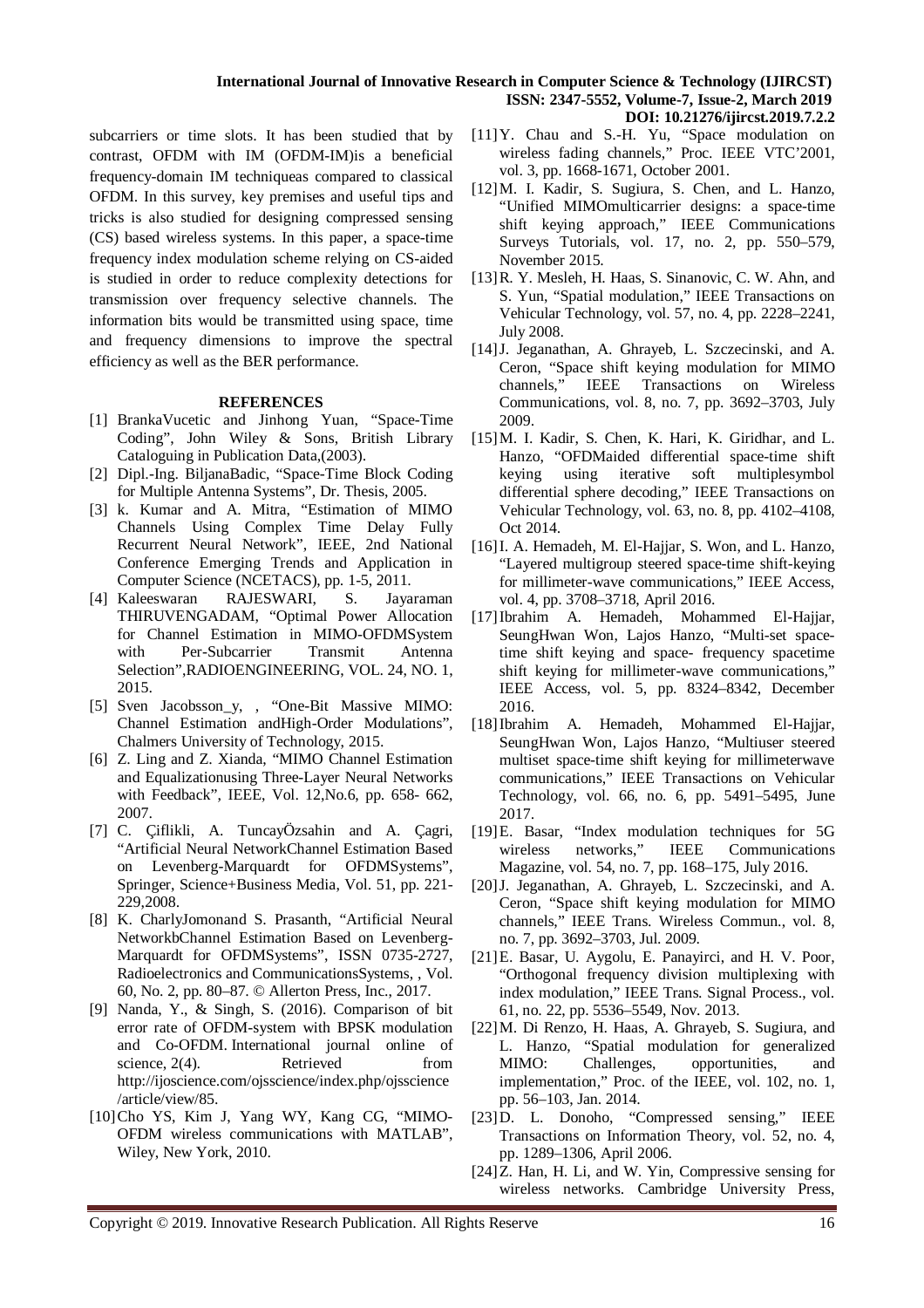subcarriers or time slots. It has been studied that by contrast, OFDM with IM (OFDM-IM)is a beneficial frequency-domain IM techniqueas compared to classical OFDM. In this survey, key premises and useful tips and tricks is also studied for designing compressed sensing (CS) based wireless systems. In this paper, a space-time frequency index modulation scheme relying on CS-aided is studied in order to reduce complexity detections for transmission over frequency selective channels. The information bits would be transmitted using space, time and frequency dimensions to improve the spectral efficiency as well as the BER performance.

## REFERENCES

[1] BrankaVucetic and Jinhong Yuan, "Space-Time Coding", John Wiley & Sons, British Library Cataloguing in Publication Data,(2003).

[2] Dipl.-Ing. BiljanaBadic, "Space-Time Block Coding for Multiple Antenna Systems", Dr. Thesis, 2005.

[3] k. Kumar and A. Mitra, "Estimation of MIMO Channels Using Complex Time Delay Fully Recurrent Neural Network", IEEE, 2nd National Conference Emerging Trends and Application in Computer Science (NCETACS), pp. 1-5, 2011.

[4] Kaleeswaran RAJESWARI, S. Jayaraman THIRUVENGADAM, "Optimal Power Allocation for Channel Estimation in MIMO-OFDMSystem with Per-Subcarrier Transmit Antenna Selection",RADIOENGINEERING, VOL. 24, NO. 1, 2015.

[5] Sven Jacobsson_y, , "One-Bit Massive MIMO: Channel Estimation andHigh-Order Modulations", Chalmers University of Technology, 2015.

[6] Z. Ling and Z. Xianda, "MIMO Channel Estimation and Equalizationusing Three-Layer Neural Networks with Feedback", IEEE, Vol. 12,No.6, pp. 658- 662, 2007.

[7] C. Çiflikli, A. TuncayÖzsahin and A. Çagri, "Artificial Neural NetworkChannel Estimation Based on Levenberg-Marquardt for OFDMSystems", Springer, Science+Business Media, Vol. 51, pp. 221-229,2008.

[8] K. CharlyJomonand S. Prasanth, "Artificial Neural NetworkbChannel Estimation Based on Levenberg-Marquardt for OFDMSystems", ISSN 0735-2727, Radioelectronics and CommunicationsSystems, , Vol. 60, No. 2, pp. 80–87. © Allerton Press, Inc., 2017.

[9] Nanda, Y., & Singh, S. (2016). Comparison of bit error rate of OFDM-system with BPSK modulation and Co-OFDM. International journal online of science, 2(4). Retrieved from http://ijoscience.com/ojsscience/index.php/ojsscience/article/view/85.

[10] Cho YS, Kim J, Yang WY, Kang CG, "MIMO-OFDM wireless communications with MATLAB", Wiley, New York, 2010.

[11] Y. Chau and S.-H. Yu, "Space modulation on wireless fading channels," Proc. IEEE VTC'2001, vol. 3, pp. 1668-1671, October 2001.

[12] M. I. Kadir, S. Sugiura, S. Chen, and L. Hanzo, "Unified MIMOmulticarrier designs: a space-time shift keying approach," IEEE Communications Surveys Tutorials, vol. 17, no. 2, pp. 550–579, November 2015.

[13] R. Y. Mesleh, H. Haas, S. Sinanovic, C. W. Ahn, and S. Yun, "Spatial modulation," IEEE Transactions on Vehicular Technology, vol. 57, no. 4, pp. 2228–2241, July 2008.

[14] J. Jeganathan, A. Ghrayeb, L. Szczecinski, and A. Ceron, "Space shift keying modulation for MIMO channels," IEEE Transactions on Wireless Communications, vol. 8, no. 7, pp. 3692–3703, July 2009.

[15] M. I. Kadir, S. Chen, K. Hari, K. Giridhar, and L. Hanzo, "OFDMaided differential space-time shift keying using iterative soft multiplesymbol differential sphere decoding," IEEE Transactions on Vehicular Technology, vol. 63, no. 8, pp. 4102–4108, Oct 2014.

[16] I. A. Hemadeh, M. El-Hajjar, S. Won, and L. Hanzo, "Layered multigroup steered space-time shift-keying for millimeter-wave communications," IEEE Access, vol. 4, pp. 3708–3718, April 2016.

[17] Ibrahim A. Hemadeh, Mohammed El-Hajjar, SeungHwan Won, Lajos Hanzo, "Multi-set space-time shift keying and space- frequency spacetime shift keying for millimeter-wave communications," IEEE Access, vol. 5, pp. 8324–8342, December 2016.

[18] Ibrahim A. Hemadeh, Mohammed El-Hajjar, SeungHwan Won, Lajos Hanzo, "Multiuser steered multiset space-time shift keying for millimeterwave communications," IEEE Transactions on Vehicular Technology, vol. 66, no. 6, pp. 5491–5495, June 2017.

[19] E. Basar, "Index modulation techniques for 5G wireless networks," IEEE Communications Magazine, vol. 54, no. 7, pp. 168–175, July 2016.

[20] J. Jeganathan, A. Ghrayeb, L. Szczecinski, and A. Ceron, "Space shift keying modulation for MIMO channels," IEEE Trans. Wireless Commun., vol. 8, no. 7, pp. 3692–3703, Jul. 2009.

[21] E. Basar, U. Aygolu, E. Panayirci, and H. V. Poor, "Orthogonal frequency division multiplexing with index modulation," IEEE Trans. Signal Process., vol. 61, no. 22, pp. 5536–5549, Nov. 2013.

[22] M. Di Renzo, H. Haas, A. Ghrayeb, S. Sugiura, and L. Hanzo, "Spatial modulation for generalized MIMO: Challenges, opportunities, and implementation," Proc. of the IEEE, vol. 102, no. 1, pp. 56–103, Jan. 2014.

[23] D. L. Donoho, "Compressed sensing," IEEE Transactions on Information Theory, vol. 52, no. 4, pp. 1289–1306, April 2006.

[24] Z. Han, H. Li, and W. Yin, Compressive sensing for wireless networks. Cambridge University Press,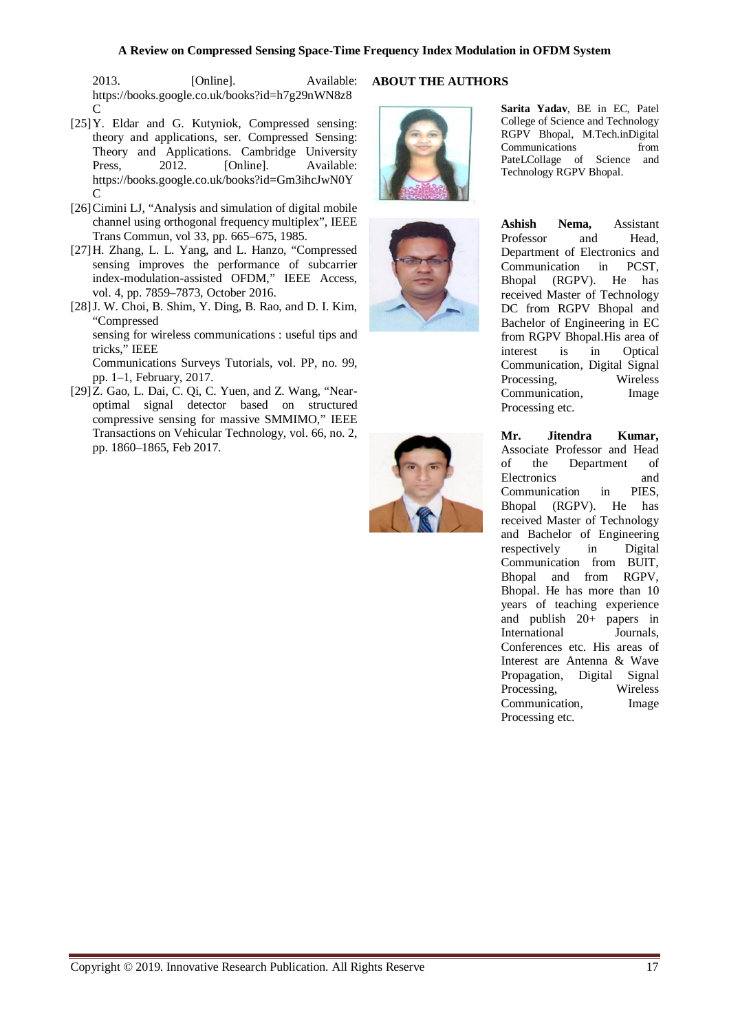2013. [Online]. Available: https://books.google.co.uk/books?id=h7g29nWN8z8C

[25] Y. Eldar and G. Kutyniok, Compressed sensing: theory and applications, ser. Compressed Sensing: Theory and Applications. Cambridge University Press, 2012. [Online]. Available: https://books.google.co.uk/books?id=Gm3ihcJwN0YC

[26] Cimini LJ, "Analysis and simulation of digital mobile channel using orthogonal frequency multiplex", IEEE Trans Commun, vol 33, pp. 665–675, 1985.

[27] H. Zhang, L. L. Yang, and L. Hanzo, "Compressed sensing improves the performance of subcarrier index-modulation-assisted OFDM," IEEE Access, vol. 4, pp. 7859–7873, October 2016.

[28] J. W. Choi, B. Shim, Y. Ding, B. Rao, and D. I. Kim, "Compressed sensing for wireless communications : useful tips and tricks," IEEE Communications Surveys Tutorials, vol. PP, no. 99, pp. 1–1, February, 2017.

[29] Z. Gao, L. Dai, C. Qi, C. Yuen, and Z. Wang, "Near-optimal signal detector based on structured compressive sensing for massive SMMIMO," IEEE Transactions on Vehicular Technology, vol. 66, no. 2, pp. 1860–1865, Feb 2017.

## ABOUT THE AUTHORS

**Sarita Yadav**, BE in EC, Patel College of Science and Technology RGPV Bhopal, M.Tech.inDigital Communications from PateLCollage of Science and Technology RGPV Bhopal.

**Ashish Nema,** Assistant Professor and Head, Department of Electronics and Communication in PCST, Bhopal (RGPV). He has received Master of Technology DC from RGPV Bhopal and Bachelor of Engineering in EC from RGPV Bhopal.His area of interest is in Optical Communication, Digital Signal Processing, Wireless Communication, Image Processing etc.

**Mr. Jitendra Kumar,** Associate Professor and Head of the Department of Electronics and Communication in PIES, Bhopal (RGPV). He has received Master of Technology and Bachelor of Engineering respectively in Digital Communication from BUIT, Bhopal and from RGPV, Bhopal. He has more than 10 years of teaching experience and publish 20+ papers in International Journals, Conferences etc. His areas of Interest are Antenna & Wave Propagation, Digital Signal Processing, Wireless Communication, Image Processing etc.